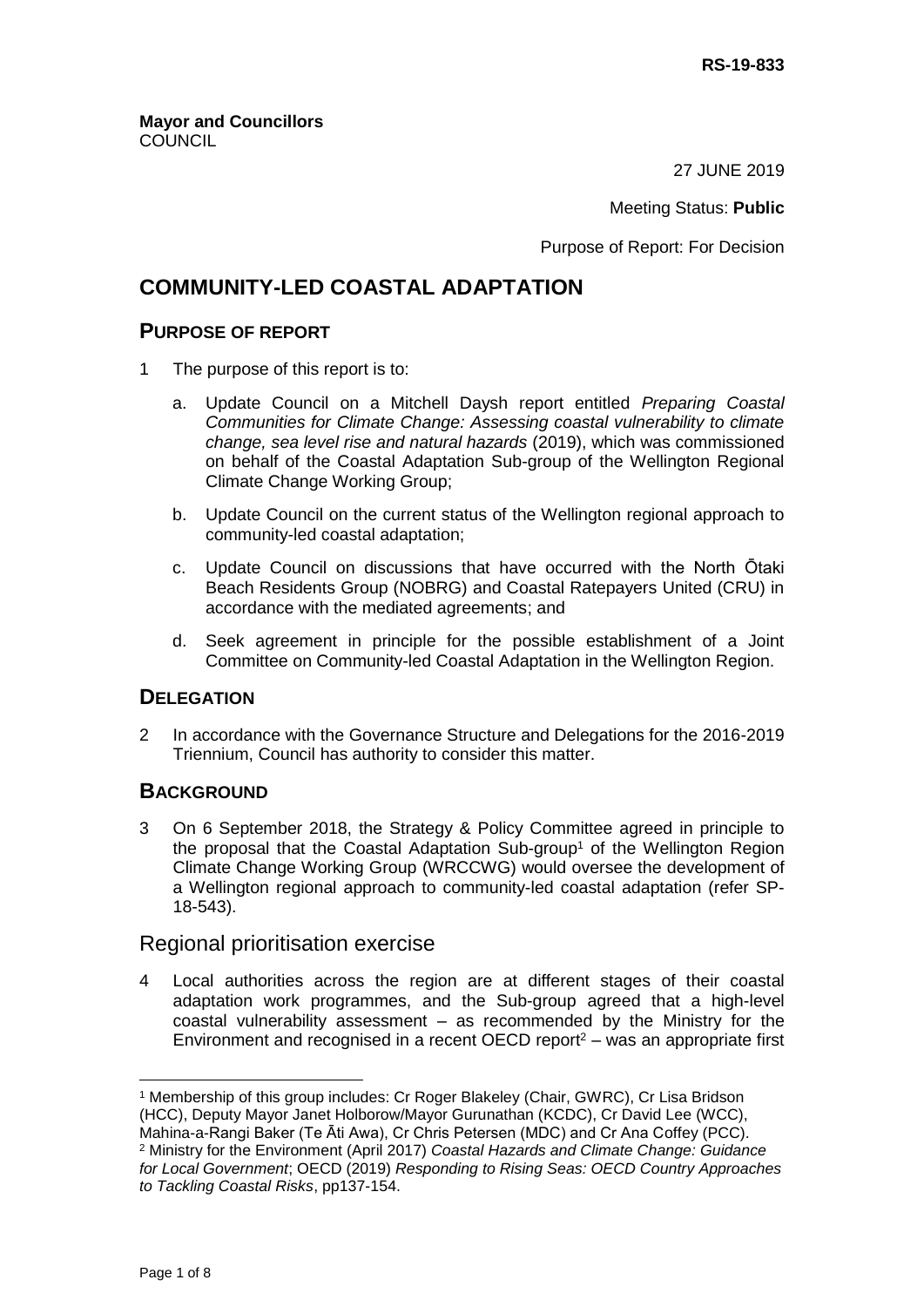**RS-19-833**

**Mayor and Councillors**
COUNCIL

27 JUNE 2019

Meeting Status: **Public**

Purpose of Report: For Decision

# COMMUNITY-LED COASTAL ADAPTATION

## PURPOSE OF REPORT

1 The purpose of this report is to:

a. Update Council on a Mitchell Daysh report entitled *Preparing Coastal Communities for Climate Change: Assessing coastal vulnerability to climate change, sea level rise and natural hazards* (2019), which was commissioned on behalf of the Coastal Adaptation Sub-group of the Wellington Regional Climate Change Working Group;

b. Update Council on the current status of the Wellington regional approach to community-led coastal adaptation;

c. Update Council on discussions that have occurred with the North Ōtaki Beach Residents Group (NOBRG) and Coastal Ratepayers United (CRU) in accordance with the mediated agreements; and

d. Seek agreement in principle for the possible establishment of a Joint Committee on Community-led Coastal Adaptation in the Wellington Region.

## DELEGATION

2 In accordance with the Governance Structure and Delegations for the 2016-2019 Triennium, Council has authority to consider this matter.

## BACKGROUND

3 On 6 September 2018, the Strategy & Policy Committee agreed in principle to the proposal that the Coastal Adaptation Sub-group[1] of the Wellington Region Climate Change Working Group (WRCCWG) would oversee the development of a Wellington regional approach to community-led coastal adaptation (refer SP-18-543).

### Regional prioritisation exercise

4 Local authorities across the region are at different stages of their coastal adaptation work programmes, and the Sub-group agreed that a high-level coastal vulnerability assessment – as recommended by the Ministry for the Environment and recognised in a recent OECD report[2] – was an appropriate first

---

[1] Membership of this group includes: Cr Roger Blakeley (Chair, GWRC), Cr Lisa Bridson (HCC), Deputy Mayor Janet Holborow/Mayor Gurunathan (KCDC), Cr David Lee (WCC), Mahina-a-Rangi Baker (Te Āti Awa), Cr Chris Petersen (MDC) and Cr Ana Coffey (PCC).

[2] Ministry for the Environment (April 2017) *Coastal Hazards and Climate Change: Guidance for Local Government*; OECD (2019) *Responding to Rising Seas: OECD Country Approaches to Tackling Coastal Risks*, pp137-154.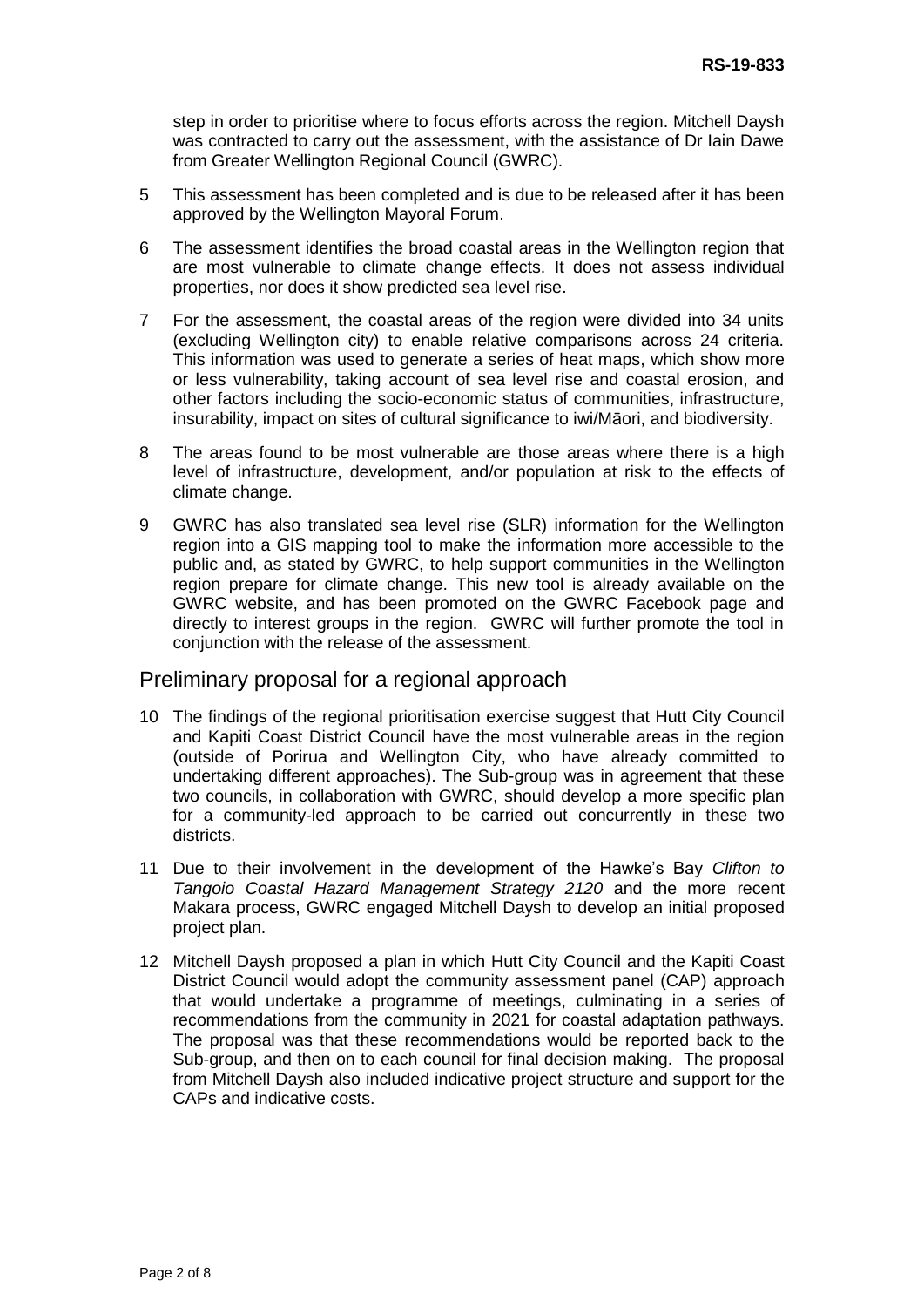step in order to prioritise where to focus efforts across the region. Mitchell Daysh was contracted to carry out the assessment, with the assistance of Dr Iain Dawe from Greater Wellington Regional Council (GWRC).

5 This assessment has been completed and is due to be released after it has been approved by the Wellington Mayoral Forum.

6 The assessment identifies the broad coastal areas in the Wellington region that are most vulnerable to climate change effects. It does not assess individual properties, nor does it show predicted sea level rise.

7 For the assessment, the coastal areas of the region were divided into 34 units (excluding Wellington city) to enable relative comparisons across 24 criteria. This information was used to generate a series of heat maps, which show more or less vulnerability, taking account of sea level rise and coastal erosion, and other factors including the socio-economic status of communities, infrastructure, insurability, impact on sites of cultural significance to iwi/Māori, and biodiversity.

8 The areas found to be most vulnerable are those areas where there is a high level of infrastructure, development, and/or population at risk to the effects of climate change.

9 GWRC has also translated sea level rise (SLR) information for the Wellington region into a GIS mapping tool to make the information more accessible to the public and, as stated by GWRC, to help support communities in the Wellington region prepare for climate change. This new tool is already available on the GWRC website, and has been promoted on the GWRC Facebook page and directly to interest groups in the region. GWRC will further promote the tool in conjunction with the release of the assessment.

## Preliminary proposal for a regional approach

10 The findings of the regional prioritisation exercise suggest that Hutt City Council and Kapiti Coast District Council have the most vulnerable areas in the region (outside of Porirua and Wellington City, who have already committed to undertaking different approaches). The Sub-group was in agreement that these two councils, in collaboration with GWRC, should develop a more specific plan for a community-led approach to be carried out concurrently in these two districts.

11 Due to their involvement in the development of the Hawke's Bay *Clifton to Tangoio Coastal Hazard Management Strategy 2120* and the more recent Makara process, GWRC engaged Mitchell Daysh to develop an initial proposed project plan.

12 Mitchell Daysh proposed a plan in which Hutt City Council and the Kapiti Coast District Council would adopt the community assessment panel (CAP) approach that would undertake a programme of meetings, culminating in a series of recommendations from the community in 2021 for coastal adaptation pathways. The proposal was that these recommendations would be reported back to the Sub-group, and then on to each council for final decision making. The proposal from Mitchell Daysh also included indicative project structure and support for the CAPs and indicative costs.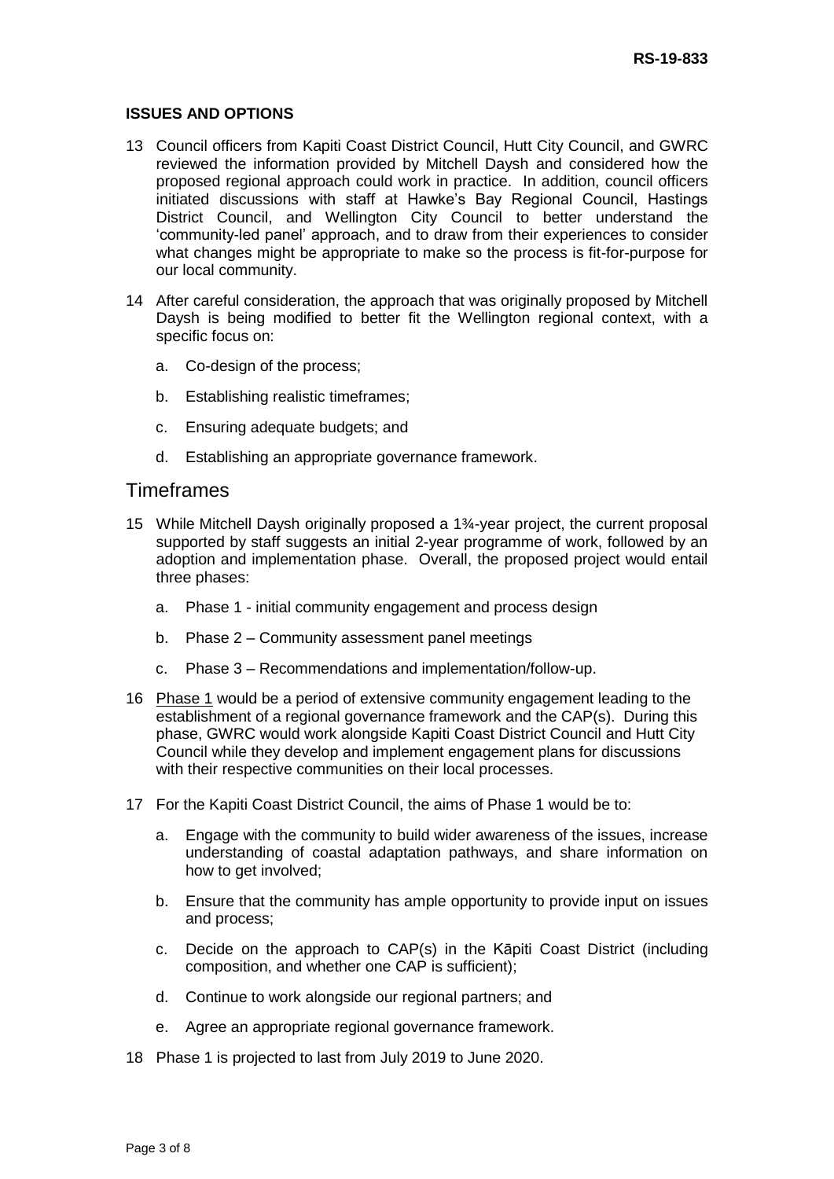## ISSUES AND OPTIONS

13 Council officers from Kapiti Coast District Council, Hutt City Council, and GWRC reviewed the information provided by Mitchell Daysh and considered how the proposed regional approach could work in practice. In addition, council officers initiated discussions with staff at Hawke's Bay Regional Council, Hastings District Council, and Wellington City Council to better understand the 'community-led panel' approach, and to draw from their experiences to consider what changes might be appropriate to make so the process is fit-for-purpose for our local community.

14 After careful consideration, the approach that was originally proposed by Mitchell Daysh is being modified to better fit the Wellington regional context, with a specific focus on:

   a. Co-design of the process;

   b. Establishing realistic timeframes;

   c. Ensuring adequate budgets; and

   d. Establishing an appropriate governance framework.

# Timeframes

15 While Mitchell Daysh originally proposed a 1¾-year project, the current proposal supported by staff suggests an initial 2-year programme of work, followed by an adoption and implementation phase. Overall, the proposed project would entail three phases:

   a. Phase 1 - initial community engagement and process design

   b. Phase 2 – Community assessment panel meetings

   c. Phase 3 – Recommendations and implementation/follow-up.

16 Phase 1 would be a period of extensive community engagement leading to the establishment of a regional governance framework and the CAP(s). During this phase, GWRC would work alongside Kapiti Coast District Council and Hutt City Council while they develop and implement engagement plans for discussions with their respective communities on their local processes.

17 For the Kapiti Coast District Council, the aims of Phase 1 would be to:

   a. Engage with the community to build wider awareness of the issues, increase understanding of coastal adaptation pathways, and share information on how to get involved;

   b. Ensure that the community has ample opportunity to provide input on issues and process;

   c. Decide on the approach to CAP(s) in the Kāpiti Coast District (including composition, and whether one CAP is sufficient);

   d. Continue to work alongside our regional partners; and

   e. Agree an appropriate regional governance framework.

18 Phase 1 is projected to last from July 2019 to June 2020.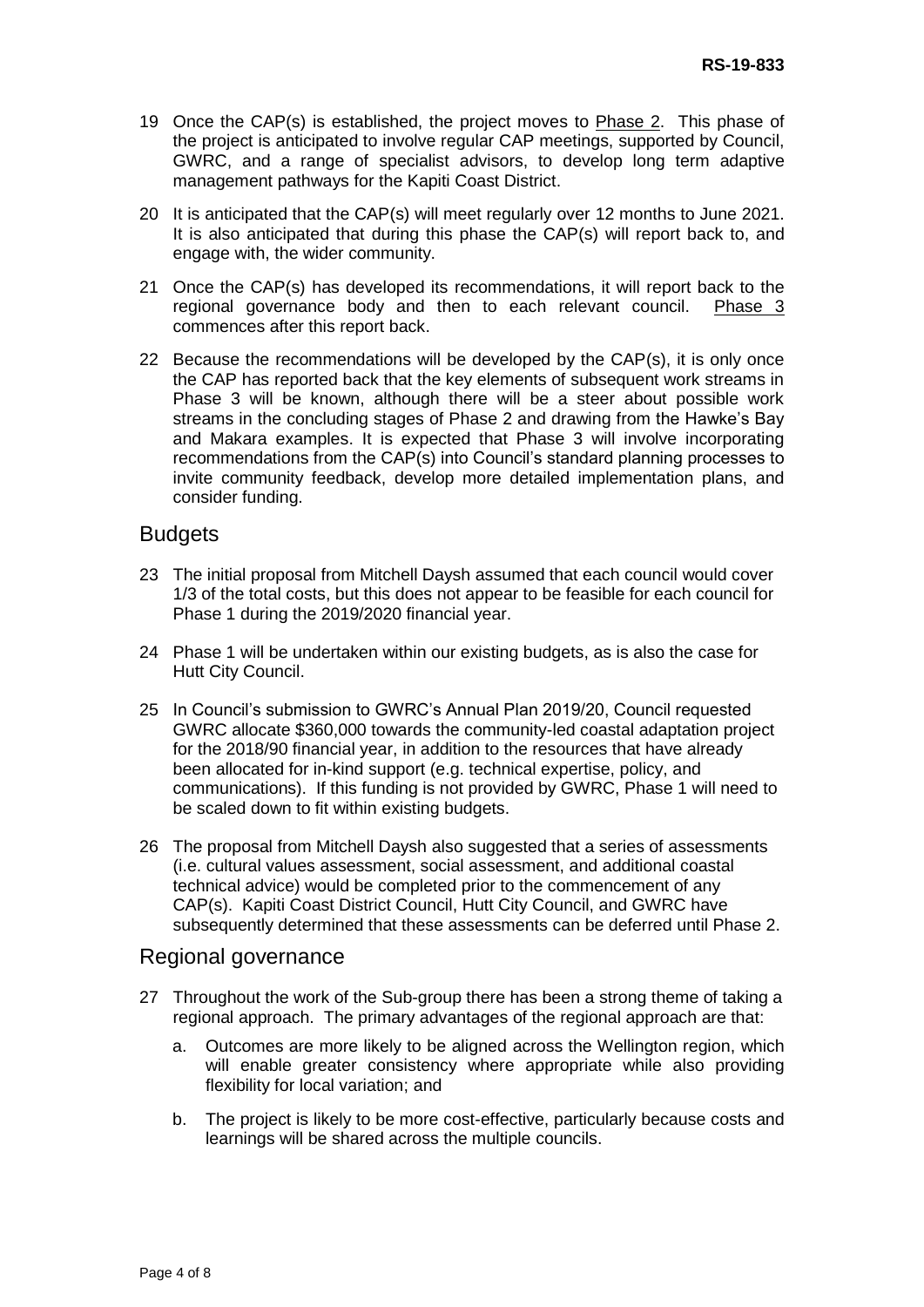19 Once the CAP(s) is established, the project moves to Phase 2. This phase of the project is anticipated to involve regular CAP meetings, supported by Council, GWRC, and a range of specialist advisors, to develop long term adaptive management pathways for the Kapiti Coast District.

20 It is anticipated that the CAP(s) will meet regularly over 12 months to June 2021. It is also anticipated that during this phase the CAP(s) will report back to, and engage with, the wider community.

21 Once the CAP(s) has developed its recommendations, it will report back to the regional governance body and then to each relevant council. Phase 3 commences after this report back.

22 Because the recommendations will be developed by the CAP(s), it is only once the CAP has reported back that the key elements of subsequent work streams in Phase 3 will be known, although there will be a steer about possible work streams in the concluding stages of Phase 2 and drawing from the Hawke's Bay and Makara examples. It is expected that Phase 3 will involve incorporating recommendations from the CAP(s) into Council's standard planning processes to invite community feedback, develop more detailed implementation plans, and consider funding.

## Budgets

23 The initial proposal from Mitchell Daysh assumed that each council would cover 1/3 of the total costs, but this does not appear to be feasible for each council for Phase 1 during the 2019/2020 financial year.

24 Phase 1 will be undertaken within our existing budgets, as is also the case for Hutt City Council.

25 In Council's submission to GWRC's Annual Plan 2019/20, Council requested GWRC allocate $360,000 towards the community-led coastal adaptation project for the 2018/90 financial year, in addition to the resources that have already been allocated for in-kind support (e.g. technical expertise, policy, and communications). If this funding is not provided by GWRC, Phase 1 will need to be scaled down to fit within existing budgets.

26 The proposal from Mitchell Daysh also suggested that a series of assessments (i.e. cultural values assessment, social assessment, and additional coastal technical advice) would be completed prior to the commencement of any CAP(s). Kapiti Coast District Council, Hutt City Council, and GWRC have subsequently determined that these assessments can be deferred until Phase 2.

## Regional governance

27 Throughout the work of the Sub-group there has been a strong theme of taking a regional approach. The primary advantages of the regional approach are that:

   a. Outcomes are more likely to be aligned across the Wellington region, which will enable greater consistency where appropriate while also providing flexibility for local variation; and

   b. The project is likely to be more cost-effective, particularly because costs and learnings will be shared across the multiple councils.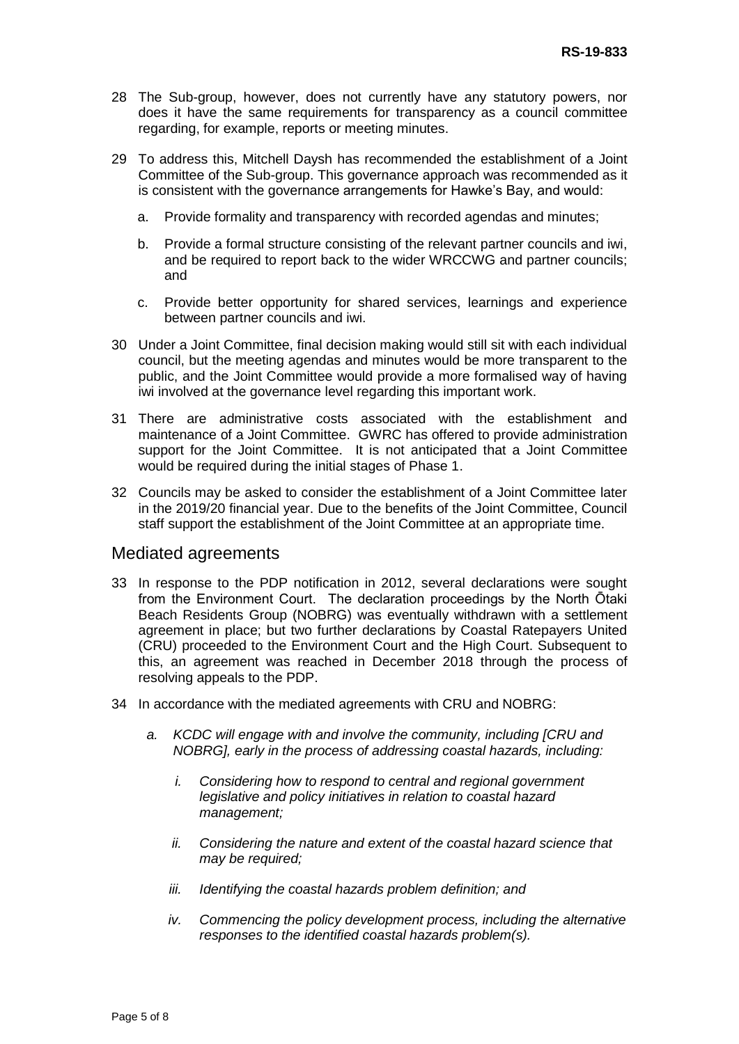28 The Sub-group, however, does not currently have any statutory powers, nor does it have the same requirements for transparency as a council committee regarding, for example, reports or meeting minutes.

29 To address this, Mitchell Daysh has recommended the establishment of a Joint Committee of the Sub-group. This governance approach was recommended as it is consistent with the governance arrangements for Hawke's Bay, and would:

   a. Provide formality and transparency with recorded agendas and minutes;

   b. Provide a formal structure consisting of the relevant partner councils and iwi, and be required to report back to the wider WRCCWG and partner councils; and

   c. Provide better opportunity for shared services, learnings and experience between partner councils and iwi.

30 Under a Joint Committee, final decision making would still sit with each individual council, but the meeting agendas and minutes would be more transparent to the public, and the Joint Committee would provide a more formalised way of having iwi involved at the governance level regarding this important work.

31 There are administrative costs associated with the establishment and maintenance of a Joint Committee. GWRC has offered to provide administration support for the Joint Committee. It is not anticipated that a Joint Committee would be required during the initial stages of Phase 1.

32 Councils may be asked to consider the establishment of a Joint Committee later in the 2019/20 financial year. Due to the benefits of the Joint Committee, Council staff support the establishment of the Joint Committee at an appropriate time.

## Mediated agreements

33 In response to the PDP notification in 2012, several declarations were sought from the Environment Court. The declaration proceedings by the North Ōtaki Beach Residents Group (NOBRG) was eventually withdrawn with a settlement agreement in place; but two further declarations by Coastal Ratepayers United (CRU) proceeded to the Environment Court and the High Court. Subsequent to this, an agreement was reached in December 2018 through the process of resolving appeals to the PDP.

34 In accordance with the mediated agreements with CRU and NOBRG:

   *a. KCDC will engage with and involve the community, including [CRU and NOBRG], early in the process of addressing coastal hazards, including:*

      *i. Considering how to respond to central and regional government legislative and policy initiatives in relation to coastal hazard management;*

      *ii. Considering the nature and extent of the coastal hazard science that may be required;*

      *iii. Identifying the coastal hazards problem definition; and*

      *iv. Commencing the policy development process, including the alternative responses to the identified coastal hazards problem(s).*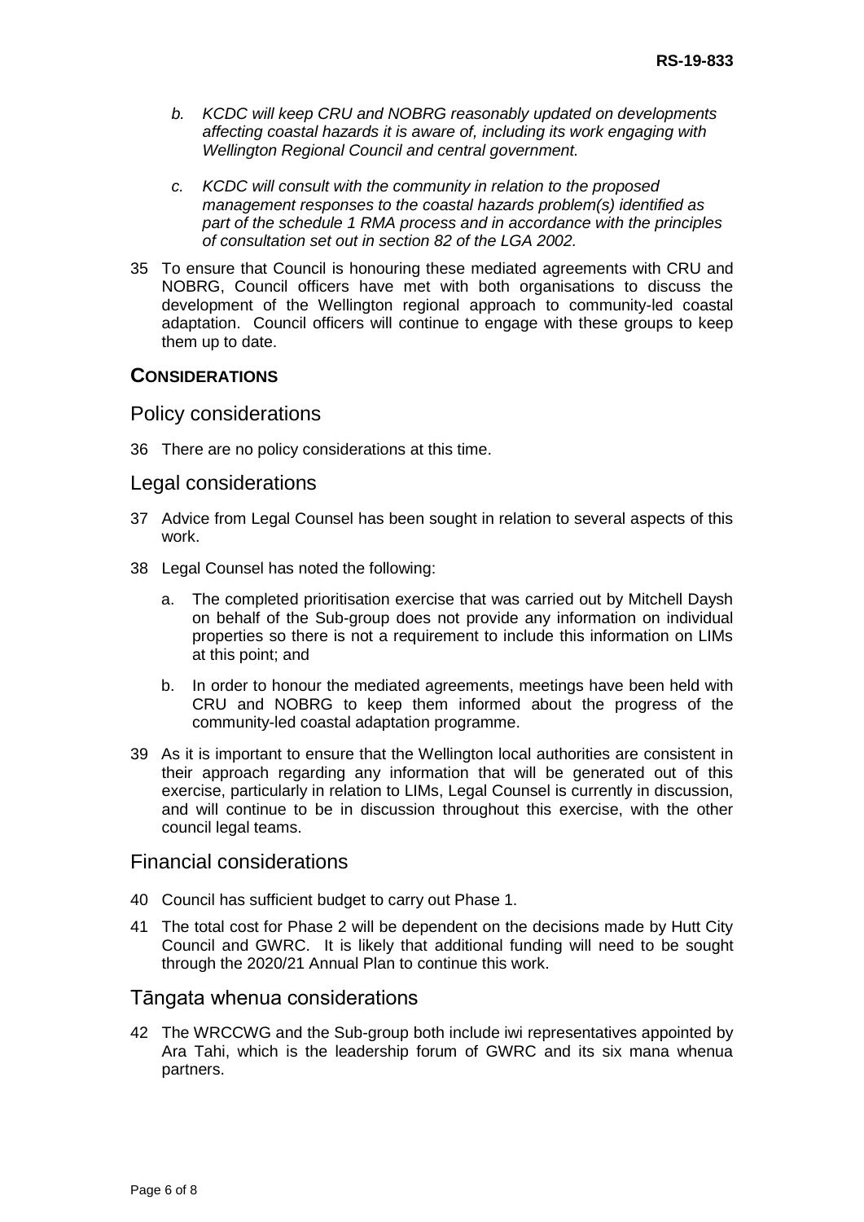*b. KCDC will keep CRU and NOBRG reasonably updated on developments affecting coastal hazards it is aware of, including its work engaging with Wellington Regional Council and central government.*

*c. KCDC will consult with the community in relation to the proposed management responses to the coastal hazards problem(s) identified as part of the schedule 1 RMA process and in accordance with the principles of consultation set out in section 82 of the LGA 2002.*

35 To ensure that Council is honouring these mediated agreements with CRU and NOBRG, Council officers have met with both organisations to discuss the development of the Wellington regional approach to community-led coastal adaptation. Council officers will continue to engage with these groups to keep them up to date.

## CONSIDERATIONS

### Policy considerations

36 There are no policy considerations at this time.

### Legal considerations

37 Advice from Legal Counsel has been sought in relation to several aspects of this work.

38 Legal Counsel has noted the following:

a. The completed prioritisation exercise that was carried out by Mitchell Daysh on behalf of the Sub-group does not provide any information on individual properties so there is not a requirement to include this information on LIMs at this point; and

b. In order to honour the mediated agreements, meetings have been held with CRU and NOBRG to keep them informed about the progress of the community-led coastal adaptation programme.

39 As it is important to ensure that the Wellington local authorities are consistent in their approach regarding any information that will be generated out of this exercise, particularly in relation to LIMs, Legal Counsel is currently in discussion, and will continue to be in discussion throughout this exercise, with the other council legal teams.

### Financial considerations

40 Council has sufficient budget to carry out Phase 1.

41 The total cost for Phase 2 will be dependent on the decisions made by Hutt City Council and GWRC. It is likely that additional funding will need to be sought through the 2020/21 Annual Plan to continue this work.

### Tāngata whenua considerations

42 The WRCCWG and the Sub-group both include iwi representatives appointed by Ara Tahi, which is the leadership forum of GWRC and its six mana whenua partners.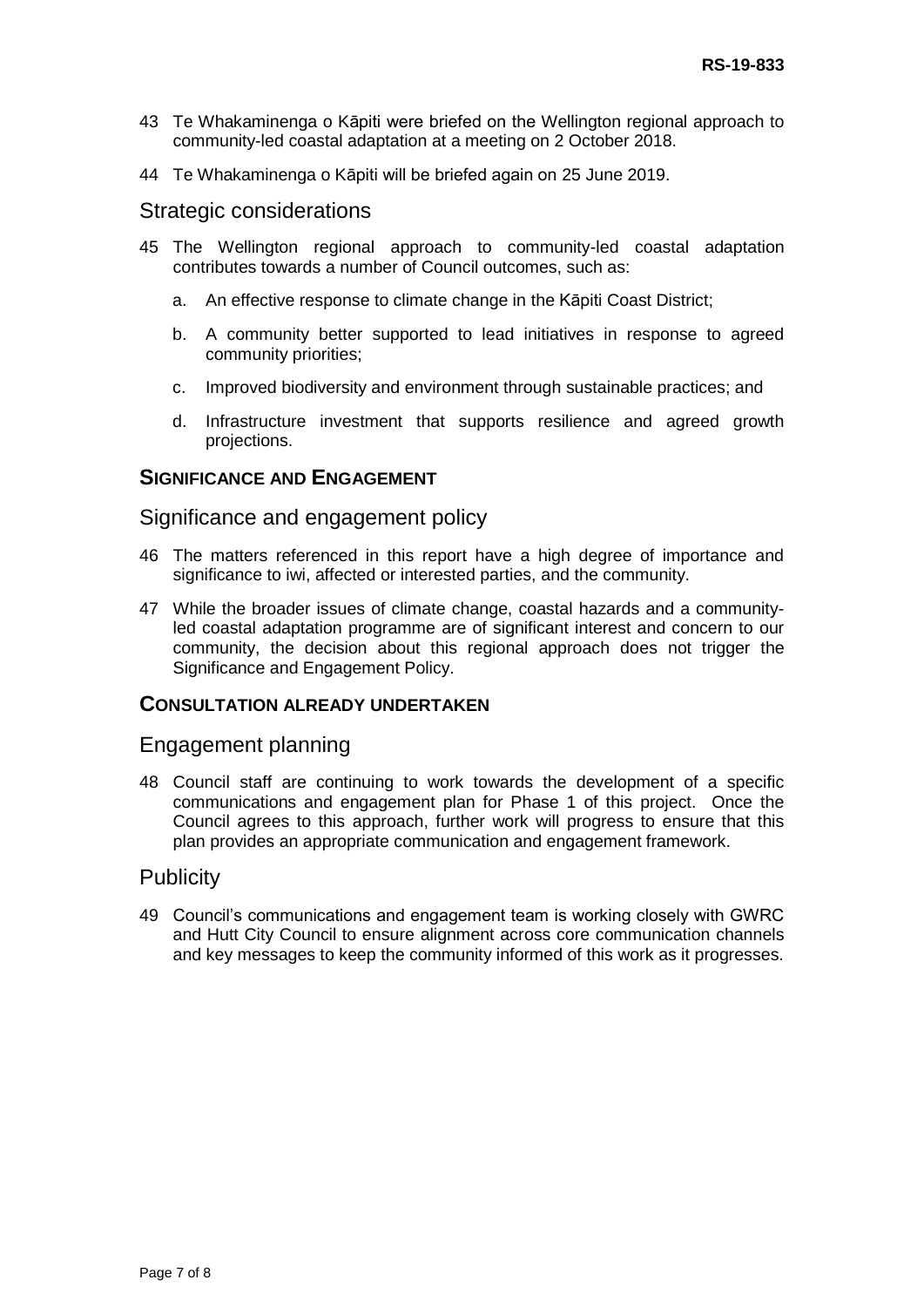43 Te Whakaminenga o Kāpiti were briefed on the Wellington regional approach to community-led coastal adaptation at a meeting on 2 October 2018.

44 Te Whakaminenga o Kāpiti will be briefed again on 25 June 2019.

## Strategic considerations

45 The Wellington regional approach to community-led coastal adaptation contributes towards a number of Council outcomes, such as:

a. An effective response to climate change in the Kāpiti Coast District;

b. A community better supported to lead initiatives in response to agreed community priorities;

c. Improved biodiversity and environment through sustainable practices; and

d. Infrastructure investment that supports resilience and agreed growth projections.

### SIGNIFICANCE AND ENGAGEMENT

## Significance and engagement policy

46 The matters referenced in this report have a high degree of importance and significance to iwi, affected or interested parties, and the community.

47 While the broader issues of climate change, coastal hazards and a community-led coastal adaptation programme are of significant interest and concern to our community, the decision about this regional approach does not trigger the Significance and Engagement Policy.

### CONSULTATION ALREADY UNDERTAKEN

## Engagement planning

48 Council staff are continuing to work towards the development of a specific communications and engagement plan for Phase 1 of this project. Once the Council agrees to this approach, further work will progress to ensure that this plan provides an appropriate communication and engagement framework.

## Publicity

49 Council's communications and engagement team is working closely with GWRC and Hutt City Council to ensure alignment across core communication channels and key messages to keep the community informed of this work as it progresses.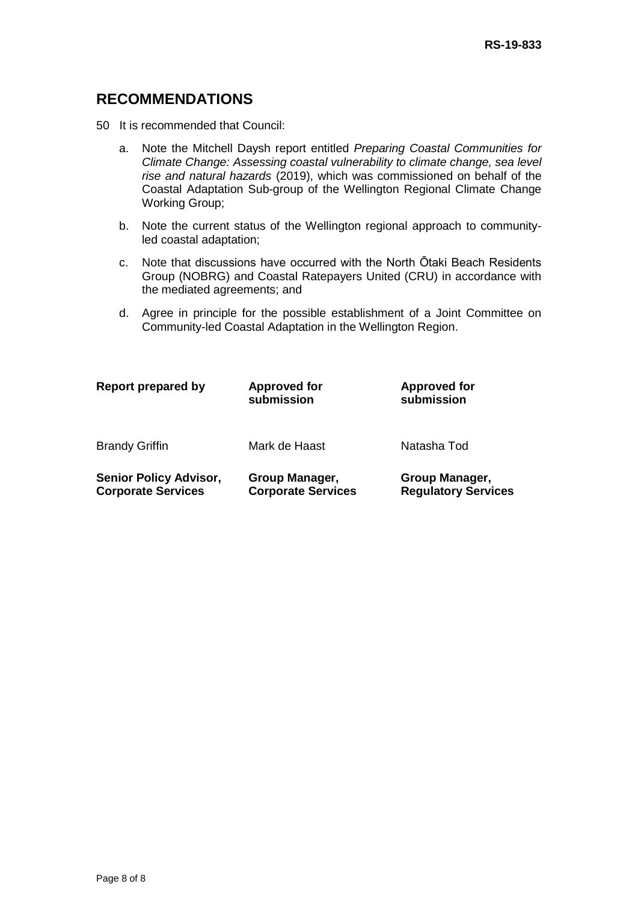## RECOMMENDATIONS

50 It is recommended that Council:

a. Note the Mitchell Daysh report entitled *Preparing Coastal Communities for Climate Change: Assessing coastal vulnerability to climate change, sea level rise and natural hazards* (2019), which was commissioned on behalf of the Coastal Adaptation Sub-group of the Wellington Regional Climate Change Working Group;

b. Note the current status of the Wellington regional approach to community-led coastal adaptation;

c. Note that discussions have occurred with the North Ōtaki Beach Residents Group (NOBRG) and Coastal Ratepayers United (CRU) in accordance with the mediated agreements; and

d. Agree in principle for the possible establishment of a Joint Committee on Community-led Coastal Adaptation in the Wellington Region.

| **Report prepared by** | **Approved for submission** | **Approved for submission** |
|---|---|---|
| Brandy Griffin | Mark de Haast | Natasha Tod |
| **Senior Policy Advisor, Corporate Services** | **Group Manager, Corporate Services** | **Group Manager, Regulatory Services** |